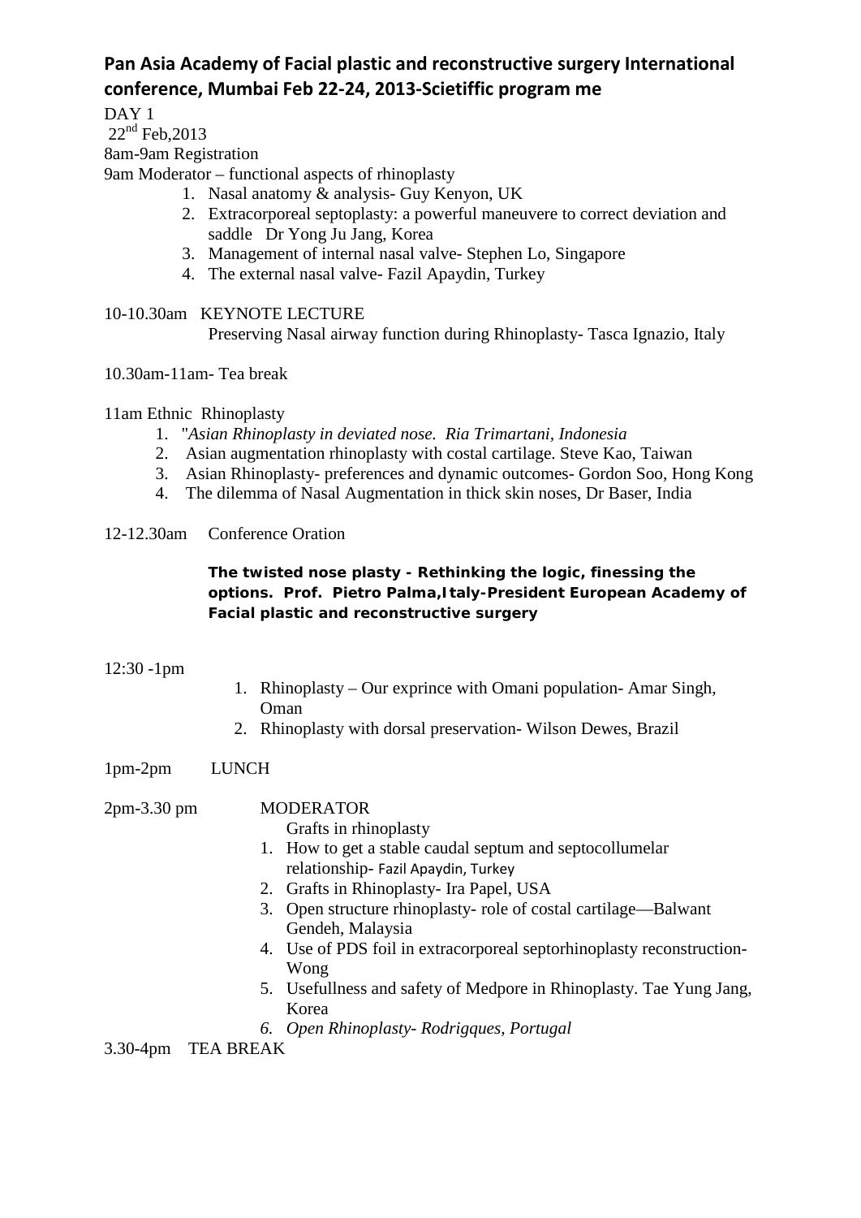## Pan Asia Academy of Facial plastic and reconstructive surgery International conference, Mumbai Feb 22-24, 2013-Scietiffic program me

DAY 1

22nd Feb,2013

8am-9am Registration

9am Moderator – functional aspects of rhinoplasty

1. Nasal anatomy & analysis- Guy Kenyon, UK
2. Extracorporeal septoplasty: a powerful maneuvere to correct deviation and saddle Dr Yong Ju Jang, Korea
3. Management of internal nasal valve- Stephen Lo, Singapore
4. The external nasal valve- Fazil Apaydin, Turkey

10-10.30am KEYNOTE LECTURE

Preserving Nasal airway function during Rhinoplasty- Tasca Ignazio, Italy

10.30am-11am- Tea break

11am Ethnic Rhinoplasty

1. *"Asian Rhinoplasty in deviated nose. Ria Trimartani, Indonesia*
2. Asian augmentation rhinoplasty with costal cartilage. Steve Kao, Taiwan
3. Asian Rhinoplasty- preferences and dynamic outcomes- Gordon Soo, Hong Kong
4. The dilemma of Nasal Augmentation in thick skin noses, Dr Baser, India

12-12.30am Conference Oration

**The twisted nose plasty - Rethinking the logic, finessing the options. Prof. Pietro Palma,Italy-President European Academy of Facial plastic and reconstructive surgery**

12:30 -1pm

1. Rhinoplasty – Our exprince with Omani population- Amar Singh, Oman
2. Rhinoplasty with dorsal preservation- Wilson Dewes, Brazil

1pm-2pm LUNCH

2pm-3.30 pm MODERATOR

Grafts in rhinoplasty

1. How to get a stable caudal septum and septocollumelar relationship- Fazil Apaydin, Turkey
2. Grafts in Rhinoplasty- Ira Papel, USA
3. Open structure rhinoplasty- role of costal cartilage—Balwant Gendeh, Malaysia
4. Use of PDS foil in extracorporeal septorhinoplasty reconstruction- Wong
5. Usefullness and safety of Medpore in Rhinoplasty. Tae Yung Jang, Korea
6. *Open Rhinoplasty- Rodrigques, Portugal*

3.30-4pm TEA BREAK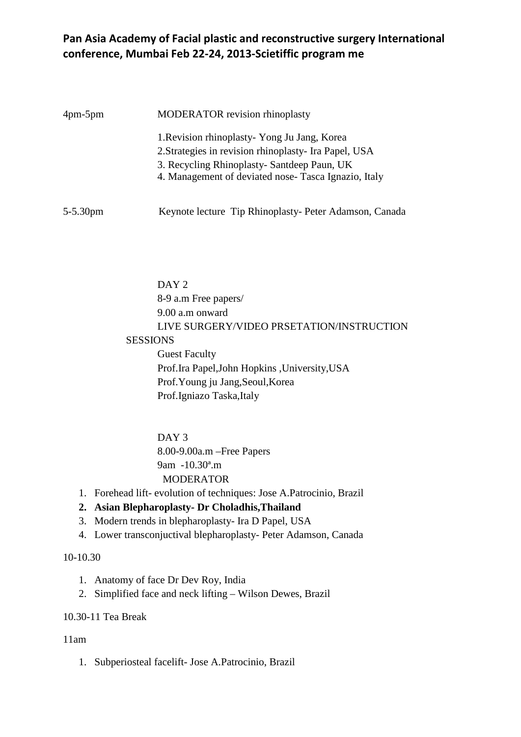**Pan Asia Academy of Facial plastic and reconstructive surgery International conference, Mumbai Feb 22-24, 2013-Scietiffic program me**

4pm-5pm MODERATOR revision rhinoplasty

1.Revision rhinoplasty- Yong Ju Jang, Korea
2.Strategies in revision rhinoplasty- Ira Papel, USA
3. Recycling Rhinoplasty- Santdeep Paun, UK
4. Management of deviated nose- Tasca Ignazio, Italy

5-5.30pm Keynote lecture Tip Rhinoplasty- Peter Adamson, Canada

DAY 2
8-9 a.m Free papers/
9.00 a.m onward
LIVE SURGERY/VIDEO PRSETATION/INSTRUCTION SESSIONS
Guest Faculty
Prof.Ira Papel,John Hopkins ,University,USA
Prof.Young ju Jang,Seoul,Korea
Prof.Igniazo Taska,Italy

DAY 3
8.00-9.00a.m –Free Papers
9am -10.30ª.m
MODERATOR

1. Forehead lift- evolution of techniques: Jose A.Patrocinio, Brazil
2. **Asian Blepharoplasty- Dr Choladhis,Thailand**
3. Modern trends in blepharoplasty- Ira D Papel, USA
4. Lower transconjuctival blepharoplasty- Peter Adamson, Canada

10-10.30

1. Anatomy of face Dr Dev Roy, India
2. Simplified face and neck lifting – Wilson Dewes, Brazil

10.30-11 Tea Break

11am

1. Subperiosteal facelift- Jose A.Patrocinio, Brazil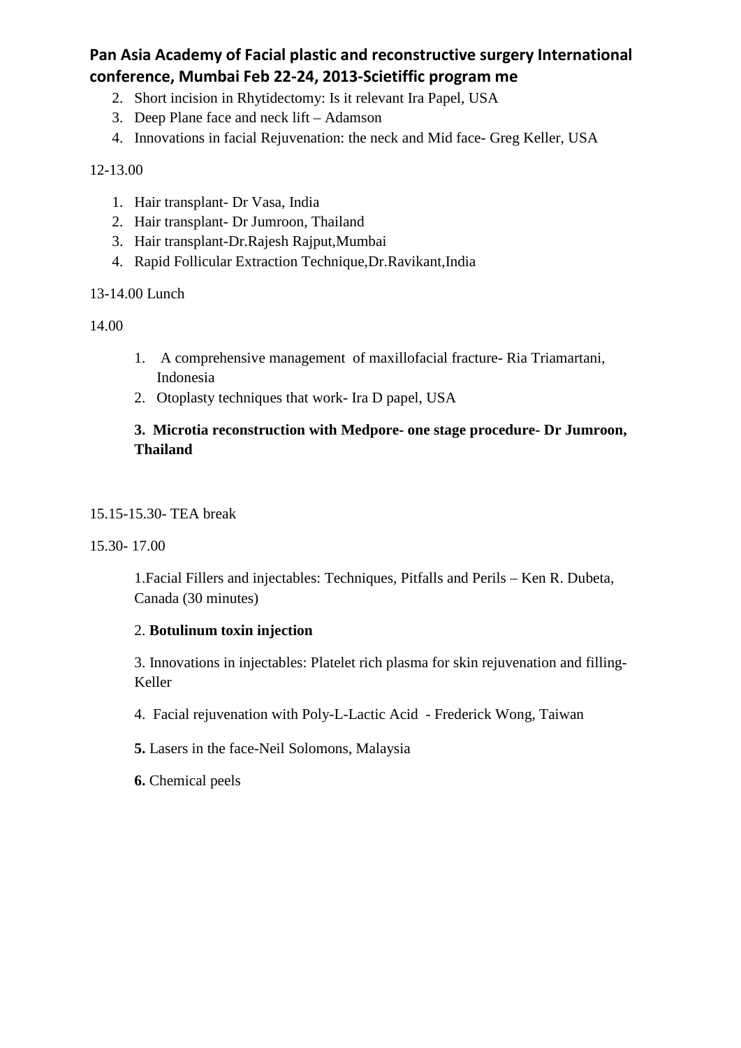**Pan Asia Academy of Facial plastic and reconstructive surgery International conference, Mumbai Feb 22-24, 2013-Scietiffic program me**

2. Short incision in Rhytidectomy: Is it relevant Ira Papel, USA
3. Deep Plane face and neck lift – Adamson
4. Innovations in facial Rejuvenation: the neck and Mid face- Greg Keller, USA

12-13.00

1. Hair transplant- Dr Vasa, India
2. Hair transplant- Dr Jumroon, Thailand
3. Hair transplant-Dr.Rajesh Rajput,Mumbai
4. Rapid Follicular Extraction Technique,Dr.Ravikant,India

13-14.00 Lunch

14.00

1. A comprehensive management of maxillofacial fracture- Ria Triamartani, Indonesia
2. Otoplasty techniques that work- Ira D papel, USA

**3. Microtia reconstruction with Medpore- one stage procedure- Dr Jumroon, Thailand**

15.15-15.30- TEA break

15.30- 17.00

1.Facial Fillers and injectables: Techniques, Pitfalls and Perils – Ken R. Dubeta, Canada (30 minutes)

2. **Botulinum toxin injection**

3. Innovations in injectables: Platelet rich plasma for skin rejuvenation and filling- Keller

4. Facial rejuvenation with Poly-L-Lactic Acid - Frederick Wong, Taiwan

**5.** Lasers in the face-Neil Solomons, Malaysia

**6.** Chemical peels